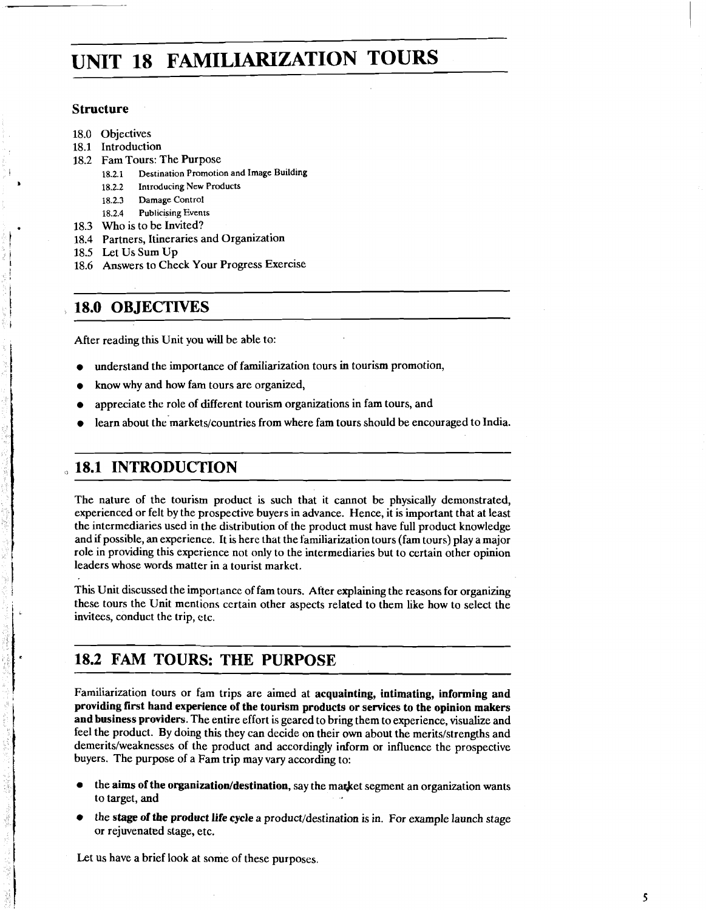# UNIT 18 FAMILIARIZATION TOURS

### Structure

18.0 Objectives
18.1 Introduction
18.2 Fam Tours: The Purpose
  18.2.1 Destination Promotion and Image Building
  18.2.2 Introducing New Products
  18.2.3 Damage Control
  18.2.4 Publicising Events
18.3 Who is to be Invited?
18.4 Partners, Itineraries and Organization
18.5 Let Us Sum Up
18.6 Answers to Check Your Progress Exercise

## 18.0 OBJECTIVES

After reading this Unit you will be able to:

- understand the importance of familiarization tours in tourism promotion,
- know why and how fam tours are organized,
- appreciate the role of different tourism organizations in fam tours, and
- learn about the markets/countries from where fam tours should be encouraged to India.

## 18.1 INTRODUCTION

The nature of the tourism product is such that it cannot be physically demonstrated, experienced or felt by the prospective buyers in advance. Hence, it is important that at least the intermediaries used in the distribution of the product must have full product knowledge and if possible, an experience. It is here that the familiarization tours (fam tours) play a major role in providing this experience not only to the intermediaries but to certain other opinion leaders whose words matter in a tourist market.

This Unit discussed the importance of fam tours. After explaining the reasons for organizing these tours the Unit mentions certain other aspects related to them like how to select the invitees, conduct the trip, etc.

## 18.2 FAM TOURS: THE PURPOSE

Familiarization tours or fam trips are aimed at **acquainting, intimating, informing and providing first hand experience of the tourism products or services to the opinion makers and business providers**. The entire effort is geared to bring them to experience, visualize and feel the product. By doing this they can decide on their own about the merits/strengths and demerits/weaknesses of the product and accordingly inform or influence the prospective buyers. The purpose of a Fam trip may vary according to:

- the **aims of the organization/destination**, say the market segment an organization wants to target, and
- the **stage of the product life cycle** a product/destination is in. For example launch stage or rejuvenated stage, etc.

Let us have a brief look at some of these purposes.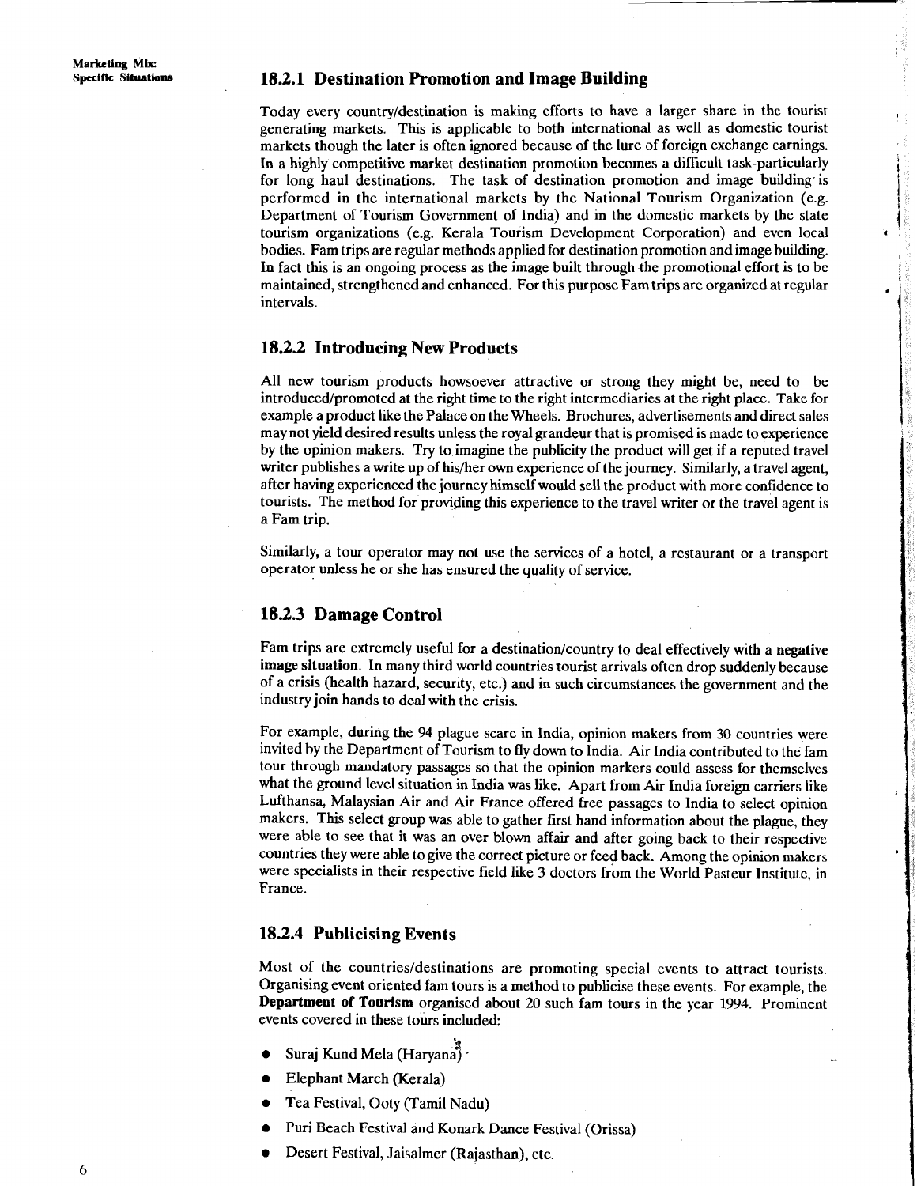### 18.2.1 Destination Promotion and Image Building

Today every country/destination is making efforts to have a larger share in the tourist generating markets. This is applicable to both international as well as domestic tourist markets though the later is often ignored because of the lure of foreign exchange earnings. In a highly competitive market destination promotion becomes a difficult task-particularly for long haul destinations. The task of destination promotion and image building is performed in the international markets by the National Tourism Organization (e.g. Department of Tourism Government of India) and in the domestic markets by the state tourism organizations (e.g. Kerala Tourism Development Corporation) and even local bodies. Fam trips are regular methods applied for destination promotion and image building. In fact this is an ongoing process as the image built through the promotional effort is to be maintained, strengthened and enhanced. For this purpose Fam trips are organized at regular intervals.

### 18.2.2 Introducing New Products

All new tourism products howsoever attractive or strong they might be, need to be introduced/promoted at the right time to the right intermediaries at the right place. Take for example a product like the Palace on the Wheels. Brochures, advertisements and direct sales may not yield desired results unless the royal grandeur that is promised is made to experience by the opinion makers. Try to imagine the publicity the product will get if a reputed travel writer publishes a write up of his/her own experience of the journey. Similarly, a travel agent, after having experienced the journey himself would sell the product with more confidence to tourists. The method for providing this experience to the travel writer or the travel agent is a Fam trip.

Similarly, a tour operator may not use the services of a hotel, a restaurant or a transport operator unless he or she has ensured the quality of service.

### 18.2.3 Damage Control

Fam trips are extremely useful for a destination/country to deal effectively with a **negative image situation**. In many third world countries tourist arrivals often drop suddenly because of a crisis (health hazard, security, etc.) and in such circumstances the government and the industry join hands to deal with the crisis.

For example, during the 94 plague scare in India, opinion makers from 30 countries were invited by the Department of Tourism to fly down to India. Air India contributed to the fam tour through mandatory passages so that the opinion markers could assess for themselves what the ground level situation in India was like. Apart from Air India foreign carriers like Lufthansa, Malaysian Air and Air France offered free passages to India to select opinion makers. This select group was able to gather first hand information about the plague, they were able to see that it was an over blown affair and after going back to their respective countries they were able to give the correct picture or feed back. Among the opinion makers were specialists in their respective field like 3 doctors from the World Pasteur Institute, in France.

### 18.2.4 Publicising Events

Most of the countries/destinations are promoting special events to attract tourists. Organising event oriented fam tours is a method to publicise these events. For example, the **Department of Tourism** organised about 20 such fam tours in the year 1994. Prominent events covered in these tours included:

- Suraj Kund Mela (Haryana)
- Elephant March (Kerala)
- Tea Festival, Ooty (Tamil Nadu)
- Puri Beach Festival and Konark Dance Festival (Orissa)
- Desert Festival, Jaisalmer (Rajasthan), etc.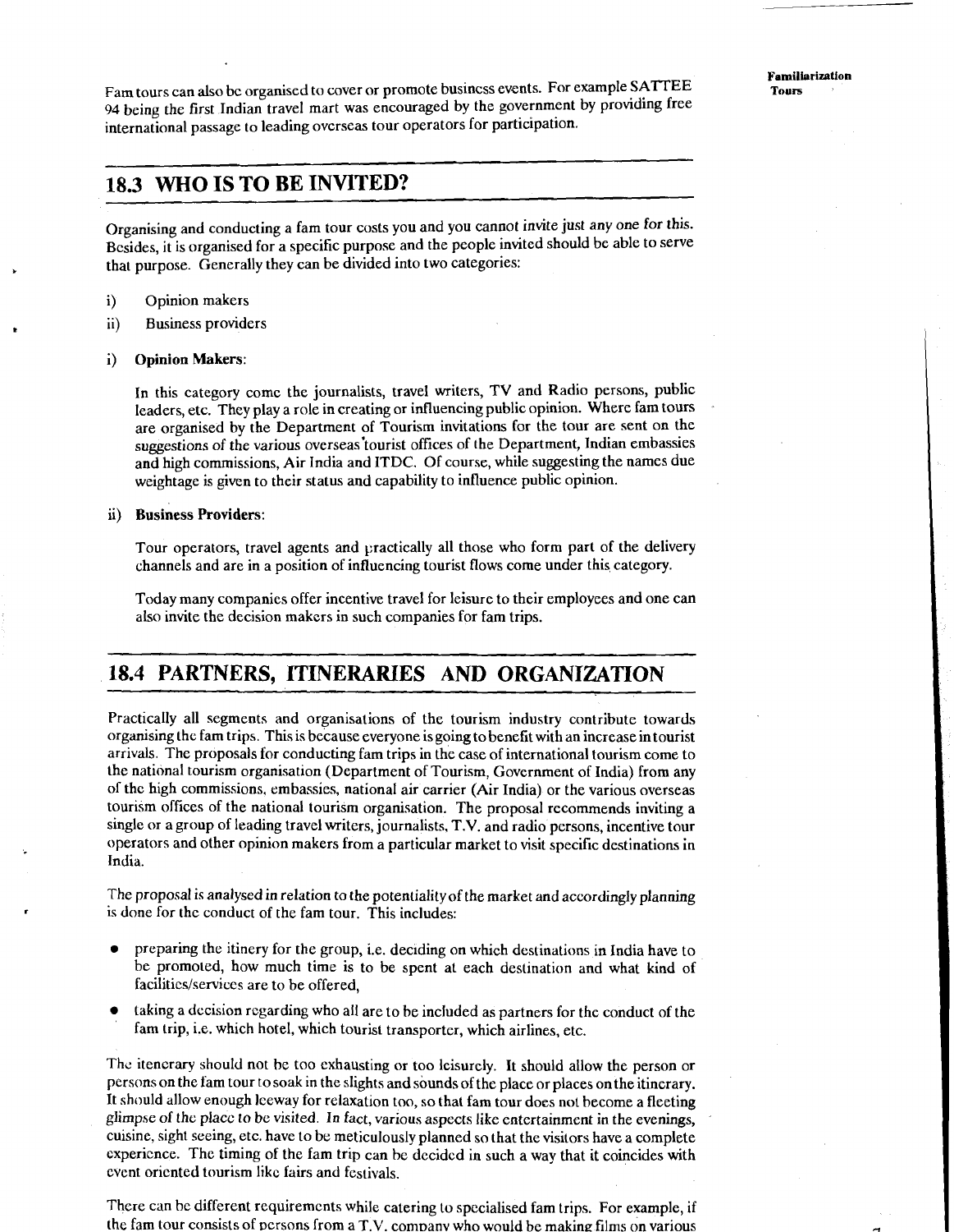Fam tours can also be organised to cover or promote business events. For example SATTEE 94 being the first Indian travel mart was encouraged by the government by providing free international passage to leading overseas tour operators for participation.

## 18.3 WHO IS TO BE INVITED?

Organising and conducting a fam tour costs you and you cannot invite just any one for this. Besides, it is organised for a specific purpose and the people invited should be able to serve that purpose. Generally they can be divided into two categories:

i) Opinion makers

ii) Business providers

i) **Opinion Makers**:

In this category come the journalists, travel writers, TV and Radio persons, public leaders, etc. They play a role in creating or influencing public opinion. Where fam tours are organised by the Department of Tourism invitations for the tour are sent on the suggestions of the various overseas tourist offices of the Department, Indian embassies and high commissions, Air India and ITDC. Of course, while suggesting the names due weightage is given to their status and capability to influence public opinion.

ii) **Business Providers**:

Tour operators, travel agents and practically all those who form part of the delivery channels and are in a position of influencing tourist flows come under this category.

Today many companies offer incentive travel for leisure to their employees and one can also invite the decision makers in such companies for fam trips.

## 18.4 PARTNERS, ITINERARIES AND ORGANIZATION

Practically all segments and organisations of the tourism industry contribute towards organising the fam trips. This is because everyone is going to benefit with an increase in tourist arrivals. The proposals for conducting fam trips in the case of international tourism come to the national tourism organisation (Department of Tourism, Government of India) from any of the high commissions, embassies, national air carrier (Air India) or the various overseas tourism offices of the national tourism organisation. The proposal recommends inviting a single or a group of leading travel writers, journalists, T.V. and radio persons, incentive tour operators and other opinion makers from a particular market to visit specific destinations in India.

The proposal is analysed in relation to the potentiality of the market and accordingly planning is done for the conduct of the fam tour. This includes:

- preparing the itinery for the group, i.e. deciding on which destinations in India have to be promoted, how much time is to be spent at each destination and what kind of facilities/services are to be offered,
- taking a decision regarding who all are to be included as partners for the conduct of the fam trip, i.e. which hotel, which tourist transporter, which airlines, etc.

The itenerary should not be too exhausting or too leisurely. It should allow the person or persons on the fam tour to soak in the slights and sounds of the place or places on the itinerary. It should allow enough leeway for relaxation too, so that fam tour does not become a fleeting glimpse of the place to be visited. In fact, various aspects like entertainment in the evenings, cuisine, sight seeing, etc. have to be meticulously planned so that the visitors have a complete experience. The timing of the fam trip can be decided in such a way that it coincides with event oriented tourism like fairs and festivals.

There can be different requirements while catering to specialised fam trips. For example, if the fam tour consists of persons from a T.V. company who would be making films on various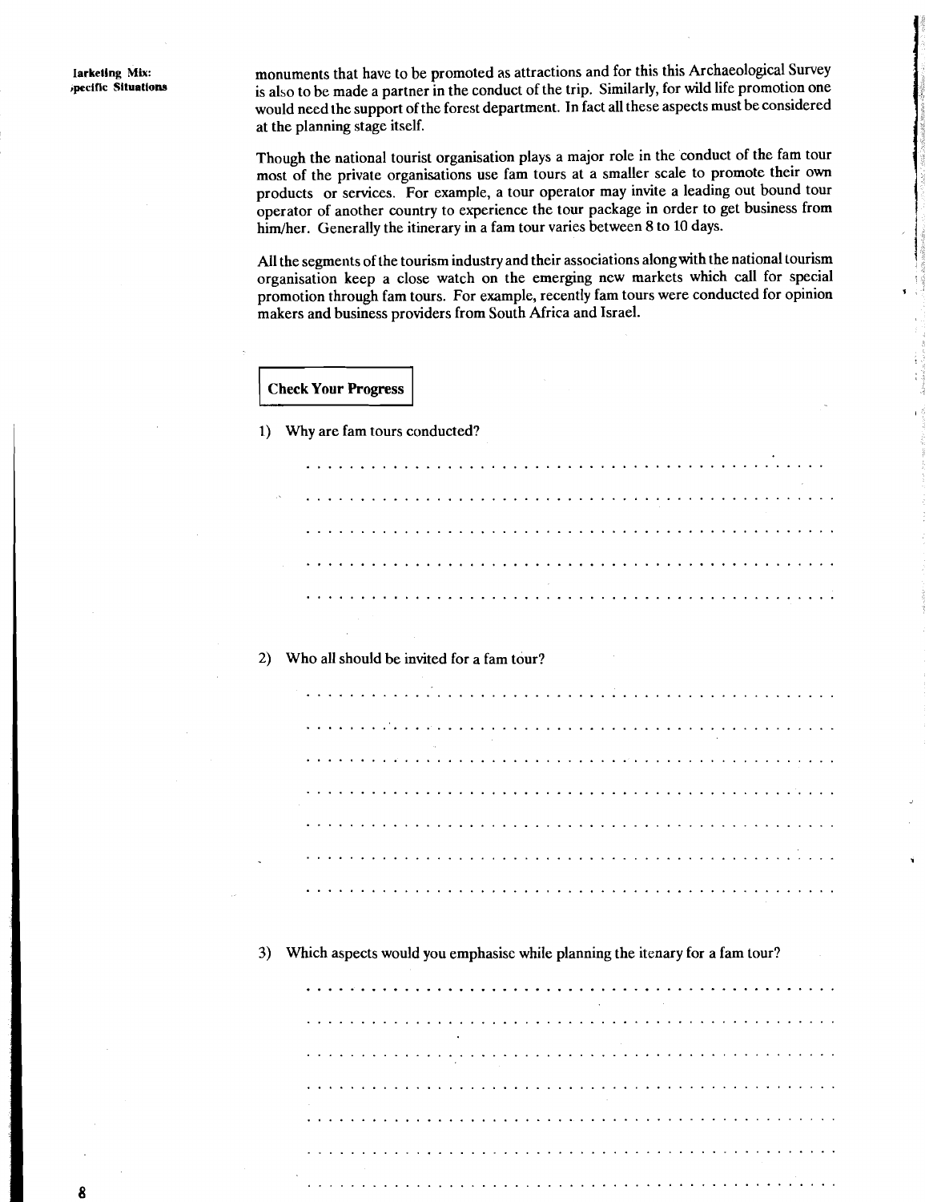monuments that have to be promoted as attractions and for this this Archaeological Survey is also to be made a partner in the conduct of the trip. Similarly, for wild life promotion one would need the support of the forest department. In fact all these aspects must be considered at the planning stage itself.

Though the national tourist organisation plays a major role in the conduct of the fam tour most of the private organisations use fam tours at a smaller scale to promote their own products or services. For example, a tour operator may invite a leading out bound tour operator of another country to experience the tour package in order to get business from him/her. Generally the itinerary in a fam tour varies between 8 to 10 days.

All the segments of the tourism industry and their associations along with the national tourism organisation keep a close watch on the emerging new markets which call for special promotion through fam tours. For example, recently fam tours were conducted for opinion makers and business providers from South Africa and Israel.

**Check Your Progress**

1) Why are fam tours conducted?

2) Who all should be invited for a fam tour?

3) Which aspects would you emphasise while planning the itenary for a fam tour?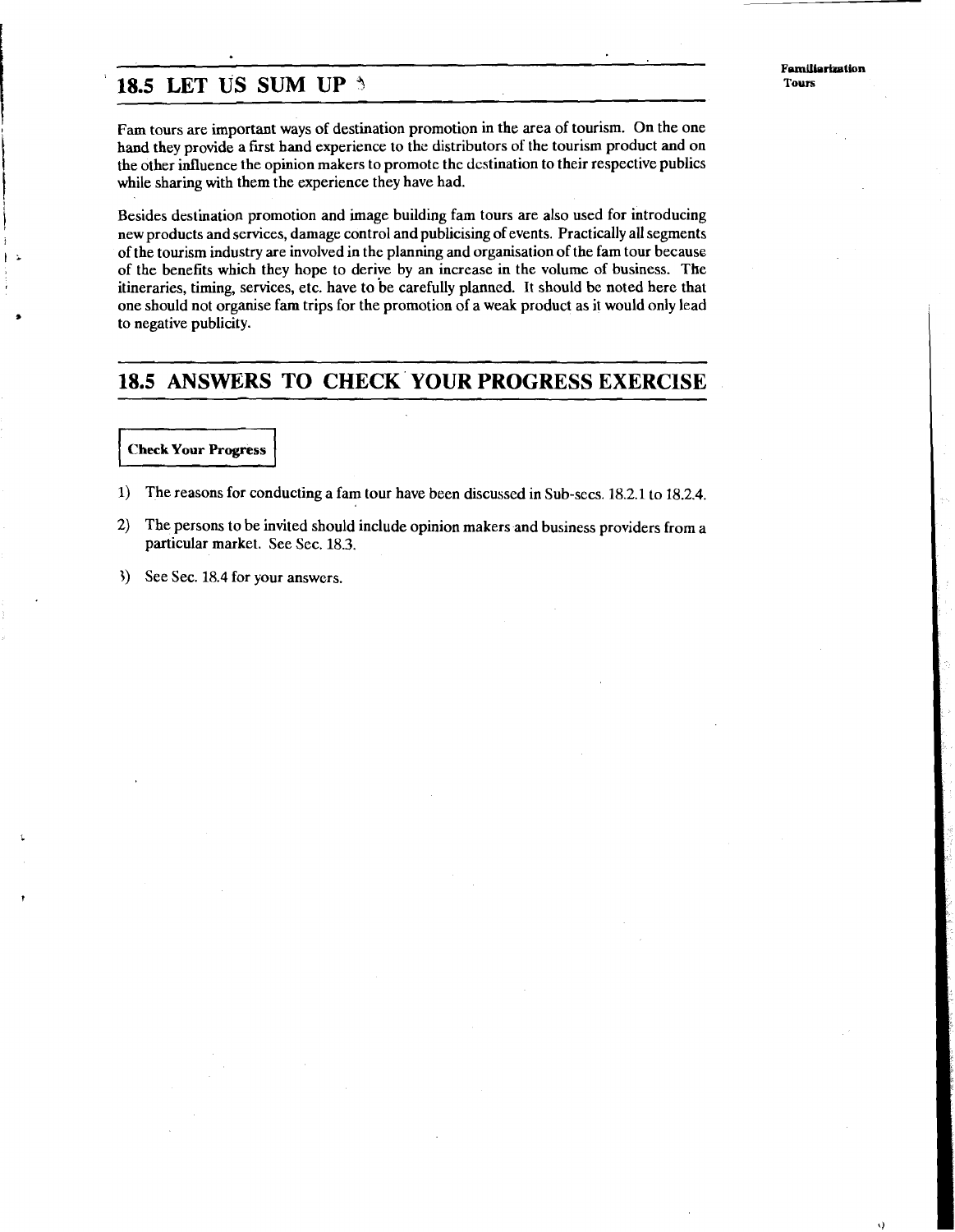## 18.5 LET US SUM UP

Fam tours are important ways of destination promotion in the area of tourism. On the one hand they provide a first hand experience to the distributors of the tourism product and on the other influence the opinion makers to promote the destination to their respective publics while sharing with them the experience they have had.

Besides destination promotion and image building fam tours are also used for introducing new products and services, damage control and publicising of events. Practically all segments of the tourism industry are involved in the planning and organisation of the fam tour because of the benefits which they hope to derive by an increase in the volume of business. The itineraries, timing, services, etc. have to be carefully planned. It should be noted here that one should not organise fam trips for the promotion of a weak product as it would only lead to negative publicity.

## 18.5 ANSWERS TO CHECK YOUR PROGRESS EXERCISE

**Check Your Progress**

1) The reasons for conducting a fam tour have been discussed in Sub-secs. 18.2.1 to 18.2.4.
2) The persons to be invited should include opinion makers and business providers from a particular market. See Sec. 18.3.
3) See Sec. 18.4 for your answers.